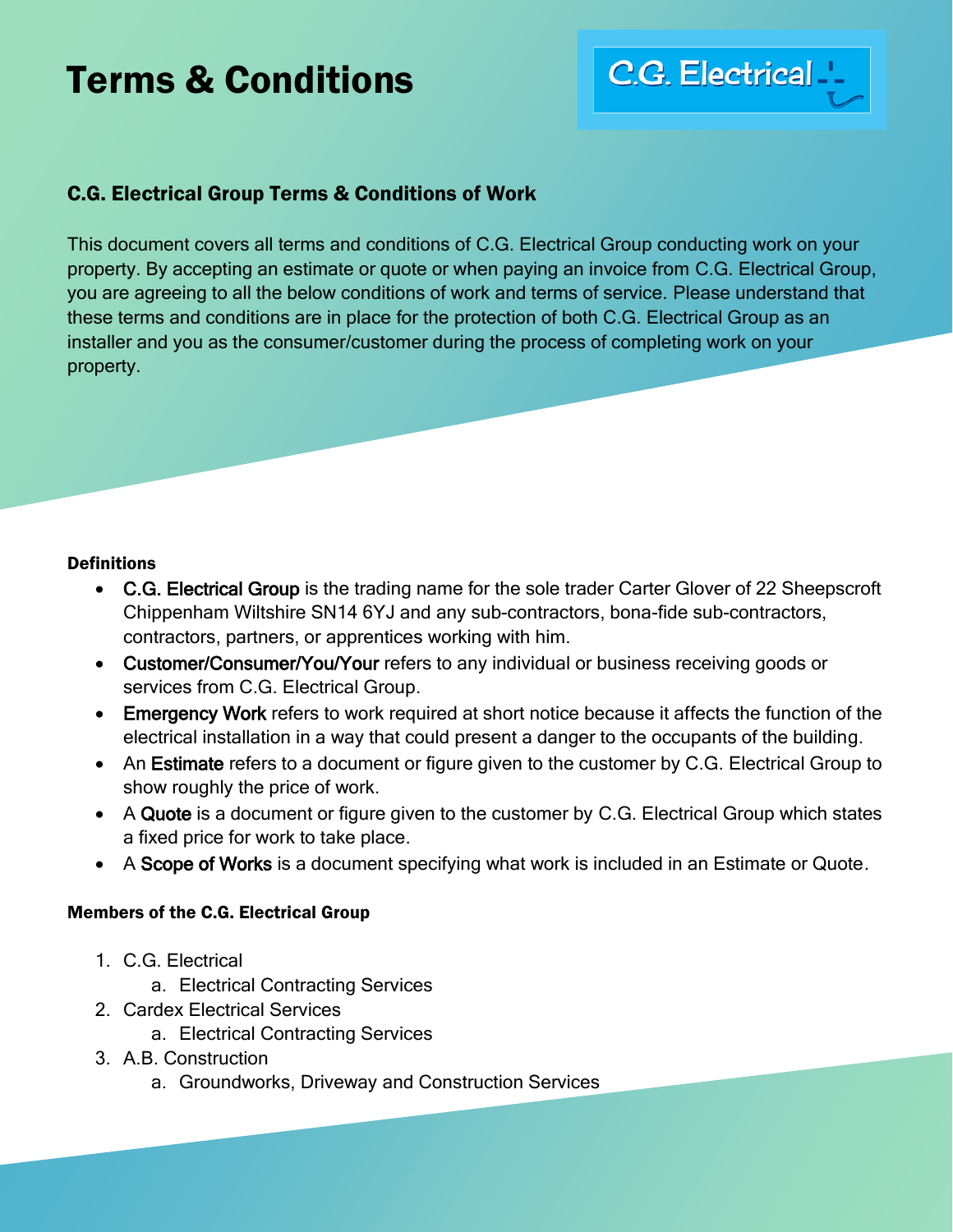# Terms & Conditions

## C.G. Electrical Group Terms & Conditions of Work

This document covers all terms and conditions of C.G. Electrical Group conducting work on your property. By accepting an estimate or quote or when paying an invoice from C.G. Electrical Group, you are agreeing to all the below conditions of work and terms of service. Please understand that these terms and conditions are in place for the protection of both C.G. Electrical Group as an installer and you as the consumer/customer during the process of completing work on your property.

### Definitions

- **C.G. Electrical Group** is the trading name for the sole trader Carter Glover of 22 Sheepscroft Chippenham Wiltshire SN14 6YJ and any sub-contractors, bona-fide sub-contractors, contractors, partners, or apprentices working with him.
- **Customer/Consumer/You/Your** refers to any individual or business receiving goods or services from C.G. Electrical Group.
- **Emergency Work** refers to work required at short notice because it affects the function of the electrical installation in a way that could present a danger to the occupants of the building.
- An **Estimate** refers to a document or figure given to the customer by C.G. Electrical Group to show roughly the price of work.
- A **Quote** is a document or figure given to the customer by C.G. Electrical Group which states a fixed price for work to take place.
- A **Scope of Works** is a document specifying what work is included in an Estimate or Quote.

### Members of the C.G. Electrical Group

1. C.G. Electrical
   a. Electrical Contracting Services
2. Cardex Electrical Services
   a. Electrical Contracting Services
3. A.B. Construction
   a. Groundworks, Driveway and Construction Services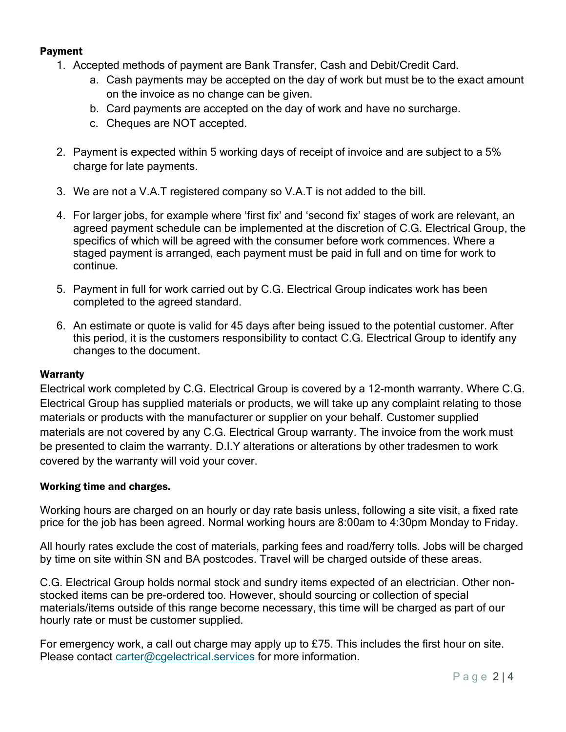**Payment**

1. Accepted methods of payment are Bank Transfer, Cash and Debit/Credit Card.
   a. Cash payments may be accepted on the day of work but must be to the exact amount on the invoice as no change can be given.
   b. Card payments are accepted on the day of work and have no surcharge.
   c. Cheques are NOT accepted.

2. Payment is expected within 5 working days of receipt of invoice and are subject to a 5% charge for late payments.

3. We are not a V.A.T registered company so V.A.T is not added to the bill.

4. For larger jobs, for example where 'first fix' and 'second fix' stages of work are relevant, an agreed payment schedule can be implemented at the discretion of C.G. Electrical Group, the specifics of which will be agreed with the consumer before work commences. Where a staged payment is arranged, each payment must be paid in full and on time for work to continue.

5. Payment in full for work carried out by C.G. Electrical Group indicates work has been completed to the agreed standard.

6. An estimate or quote is valid for 45 days after being issued to the potential customer. After this period, it is the customers responsibility to contact C.G. Electrical Group to identify any changes to the document.

**Warranty**

Electrical work completed by C.G. Electrical Group is covered by a 12-month warranty. Where C.G. Electrical Group has supplied materials or products, we will take up any complaint relating to those materials or products with the manufacturer or supplier on your behalf. Customer supplied materials are not covered by any C.G. Electrical Group warranty. The invoice from the work must be presented to claim the warranty. D.I.Y alterations or alterations by other tradesmen to work covered by the warranty will void your cover.

**Working time and charges.**

Working hours are charged on an hourly or day rate basis unless, following a site visit, a fixed rate price for the job has been agreed. Normal working hours are 8:00am to 4:30pm Monday to Friday.

All hourly rates exclude the cost of materials, parking fees and road/ferry tolls. Jobs will be charged by time on site within SN and BA postcodes. Travel will be charged outside of these areas.

C.G. Electrical Group holds normal stock and sundry items expected of an electrician. Other non-stocked items can be pre-ordered too. However, should sourcing or collection of special materials/items outside of this range become necessary, this time will be charged as part of our hourly rate or must be customer supplied.

For emergency work, a call out charge may apply up to £75. This includes the first hour on site. Please contact carter@cgelectrical.services for more information.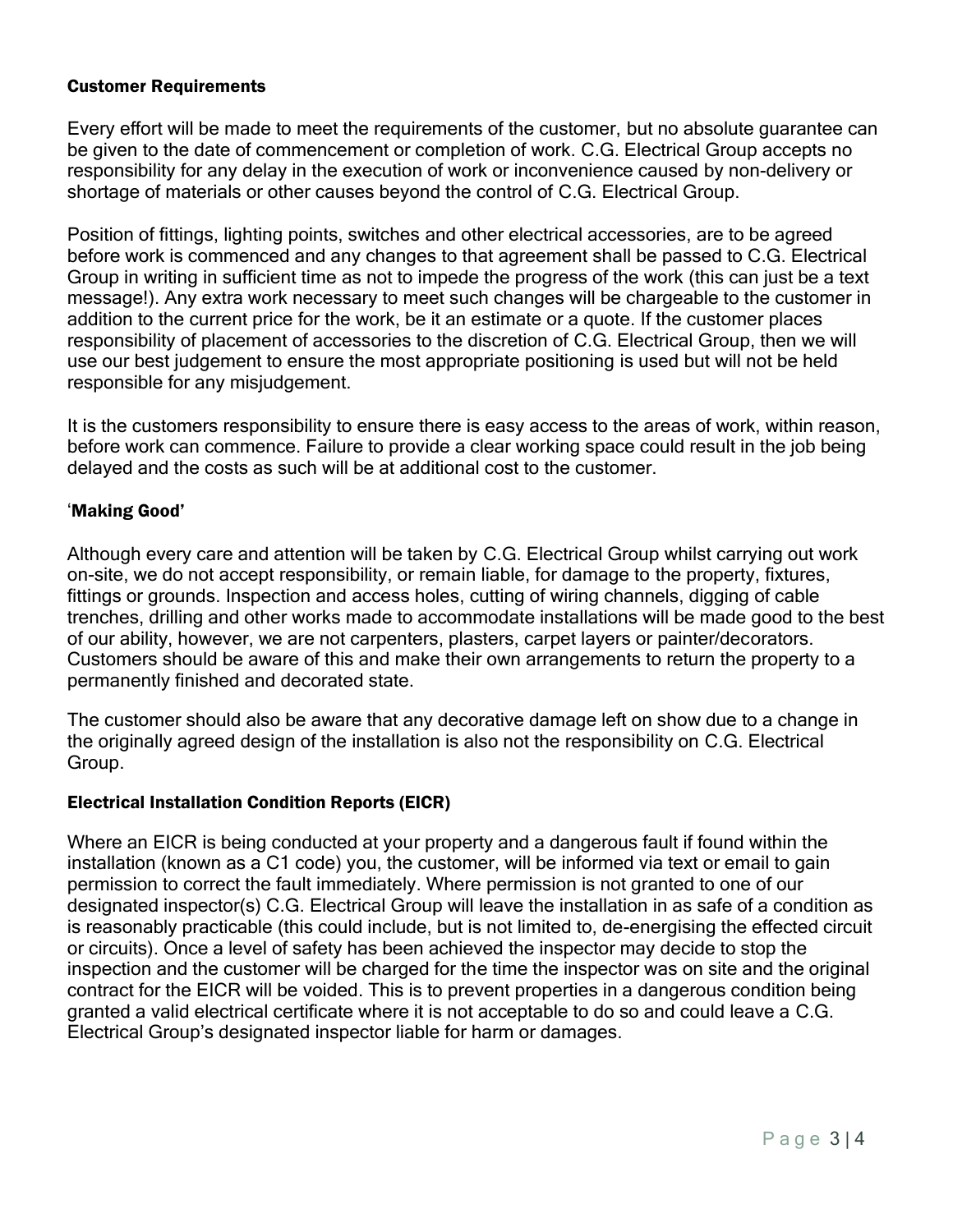### Customer Requirements

Every effort will be made to meet the requirements of the customer, but no absolute guarantee can be given to the date of commencement or completion of work. C.G. Electrical Group accepts no responsibility for any delay in the execution of work or inconvenience caused by non-delivery or shortage of materials or other causes beyond the control of C.G. Electrical Group.

Position of fittings, lighting points, switches and other electrical accessories, are to be agreed before work is commenced and any changes to that agreement shall be passed to C.G. Electrical Group in writing in sufficient time as not to impede the progress of the work (this can just be a text message!). Any extra work necessary to meet such changes will be chargeable to the customer in addition to the current price for the work, be it an estimate or a quote. If the customer places responsibility of placement of accessories to the discretion of C.G. Electrical Group, then we will use our best judgement to ensure the most appropriate positioning is used but will not be held responsible for any misjudgement.

It is the customers responsibility to ensure there is easy access to the areas of work, within reason, before work can commence. Failure to provide a clear working space could result in the job being delayed and the costs as such will be at additional cost to the customer.

### 'Making Good'

Although every care and attention will be taken by C.G. Electrical Group whilst carrying out work on-site, we do not accept responsibility, or remain liable, for damage to the property, fixtures, fittings or grounds. Inspection and access holes, cutting of wiring channels, digging of cable trenches, drilling and other works made to accommodate installations will be made good to the best of our ability, however, we are not carpenters, plasters, carpet layers or painter/decorators. Customers should be aware of this and make their own arrangements to return the property to a permanently finished and decorated state.

The customer should also be aware that any decorative damage left on show due to a change in the originally agreed design of the installation is also not the responsibility on C.G. Electrical Group.

### Electrical Installation Condition Reports (EICR)

Where an EICR is being conducted at your property and a dangerous fault if found within the installation (known as a C1 code) you, the customer, will be informed via text or email to gain permission to correct the fault immediately. Where permission is not granted to one of our designated inspector(s) C.G. Electrical Group will leave the installation in as safe of a condition as is reasonably practicable (this could include, but is not limited to, de-energising the effected circuit or circuits). Once a level of safety has been achieved the inspector may decide to stop the inspection and the customer will be charged for the time the inspector was on site and the original contract for the EICR will be voided. This is to prevent properties in a dangerous condition being granted a valid electrical certificate where it is not acceptable to do so and could leave a C.G. Electrical Group's designated inspector liable for harm or damages.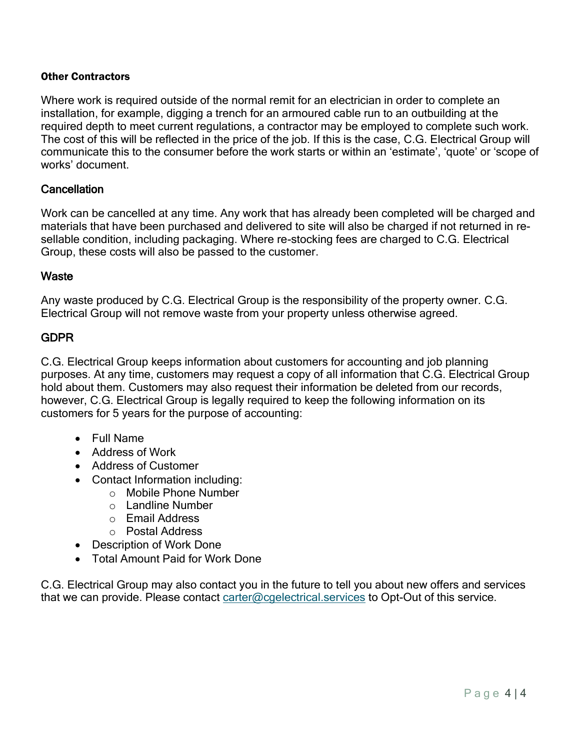### Other Contractors

Where work is required outside of the normal remit for an electrician in order to complete an installation, for example, digging a trench for an armoured cable run to an outbuilding at the required depth to meet current regulations, a contractor may be employed to complete such work. The cost of this will be reflected in the price of the job. If this is the case, C.G. Electrical Group will communicate this to the consumer before the work starts or within an 'estimate', 'quote' or 'scope of works' document.

### Cancellation

Work can be cancelled at any time. Any work that has already been completed will be charged and materials that have been purchased and delivered to site will also be charged if not returned in re-sellable condition, including packaging. Where re-stocking fees are charged to C.G. Electrical Group, these costs will also be passed to the customer.

### Waste

Any waste produced by C.G. Electrical Group is the responsibility of the property owner. C.G. Electrical Group will not remove waste from your property unless otherwise agreed.

### GDPR

C.G. Electrical Group keeps information about customers for accounting and job planning purposes. At any time, customers may request a copy of all information that C.G. Electrical Group hold about them. Customers may also request their information be deleted from our records, however, C.G. Electrical Group is legally required to keep the following information on its customers for 5 years for the purpose of accounting:

- Full Name
- Address of Work
- Address of Customer
- Contact Information including:
  - Mobile Phone Number
  - Landline Number
  - Email Address
  - Postal Address
- Description of Work Done
- Total Amount Paid for Work Done

C.G. Electrical Group may also contact you in the future to tell you about new offers and services that we can provide. Please contact carter@cgelectrical.services to Opt-Out of this service.